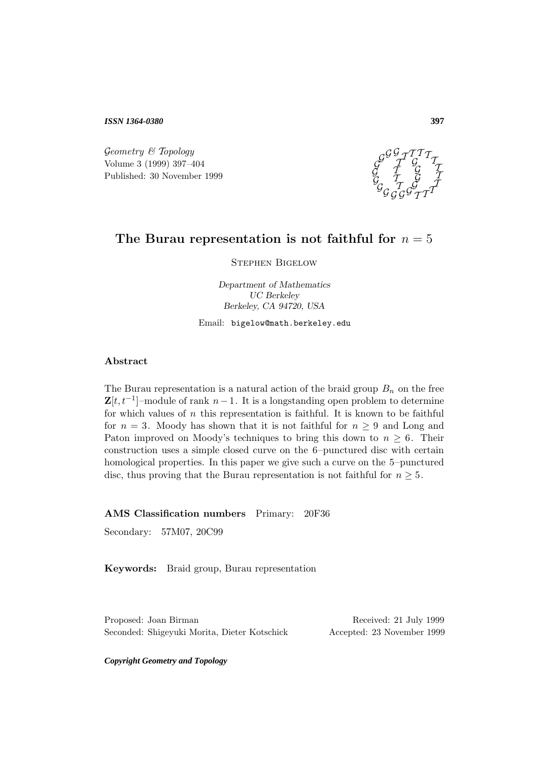# The Burau representation is not faithful for $n = 5$

Stephen Bigelow

*Department of Mathematics*
*UC Berkeley*
*Berkeley, CA 94720, USA*

Email: bigelow@math.berkeley.edu

## Abstract

The Burau representation is a natural action of the braid group $B_n$ on the free $\mathbf{Z}[t, t^{-1}]$–module of rank $n-1$. It is a longstanding open problem to determine for which values of $n$ this representation is faithful. It is known to be faithful for $n = 3$. Moody has shown that it is not faithful for $n \geq 9$ and Long and Paton improved on Moody's techniques to bring this down to $n \geq 6$. Their construction uses a simple closed curve on the 6–punctured disc with certain homological properties. In this paper we give such a curve on the 5–punctured disc, thus proving that the Burau representation is not faithful for $n \geq 5$.

**AMS Classification numbers** Primary: 20F36

Secondary: 57M07, 20C99

**Keywords:** Braid group, Burau representation

Proposed: Joan Birman
Seconded: Shigeyuki Morita, Dieter Kotschick

Received: 21 July 1999
Accepted: 23 November 1999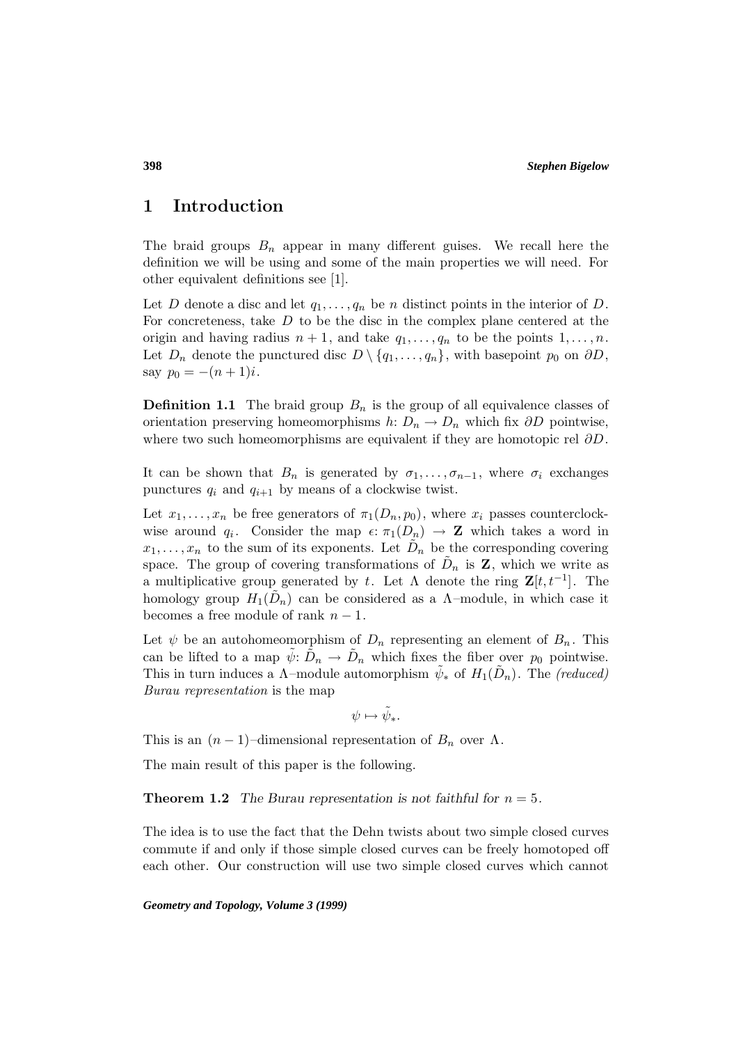# 1 Introduction

The braid groups $B_n$ appear in many different guises. We recall here the definition we will be using and some of the main properties we will need. For other equivalent definitions see [1].

Let $D$ denote a disc and let $q_1, \dots, q_n$ be $n$ distinct points in the interior of $D$. For concreteness, take $D$ to be the disc in the complex plane centered at the origin and having radius $n+1$, and take $q_1, \dots, q_n$ to be the points $1, \dots, n$. Let $D_n$ denote the punctured disc $D \setminus \{q_1, \dots, q_n\}$, with basepoint $p_0$ on $\partial D$, say $p_0 = -(n+1)i$.

**Definition 1.1** The braid group $B_n$ is the group of all equivalence classes of orientation preserving homeomorphisms $h\colon D_n \to D_n$ which fix $\partial D$ pointwise, where two such homeomorphisms are equivalent if they are homotopic rel $\partial D$.

It can be shown that $B_n$ is generated by $\sigma_1, \dots, \sigma_{n-1}$, where $\sigma_i$ exchanges punctures $q_i$ and $q_{i+1}$ by means of a clockwise twist.

Let $x_1, \dots, x_n$ be free generators of $\pi_1(D_n, p_0)$, where $x_i$ passes counterclockwise around $q_i$. Consider the map $\epsilon\colon \pi_1(D_n) \to \mathbf{Z}$ which takes a word in $x_1, \dots, x_n$ to the sum of its exponents. Let $\tilde{D}_n$ be the corresponding covering space. The group of covering transformations of $\tilde{D}_n$ is $\mathbf{Z}$, which we write as a multiplicative group generated by $t$. Let $\Lambda$ denote the ring $\mathbf{Z}[t, t^{-1}]$. The homology group $H_1(\tilde{D}_n)$ can be considered as a $\Lambda$–module, in which case it becomes a free module of rank $n-1$.

Let $\psi$ be an autohomeomorphism of $D_n$ representing an element of $B_n$. This can be lifted to a map $\tilde{\psi}\colon \tilde{D}_n \to \tilde{D}_n$ which fixes the fiber over $p_0$ pointwise. This in turn induces a $\Lambda$–module automorphism $\tilde{\psi}_*$ of $H_1(\tilde{D}_n)$. The *(reduced) Burau representation* is the map

$$\psi \mapsto \tilde{\psi}_*.$$

This is an $(n-1)$–dimensional representation of $B_n$ over $\Lambda$.

The main result of this paper is the following.

**Theorem 1.2** *The Burau representation is not faithful for $n = 5$.*

The idea is to use the fact that the Dehn twists about two simple closed curves commute if and only if those simple closed curves can be freely homotoped off each other. Our construction will use two simple closed curves which cannot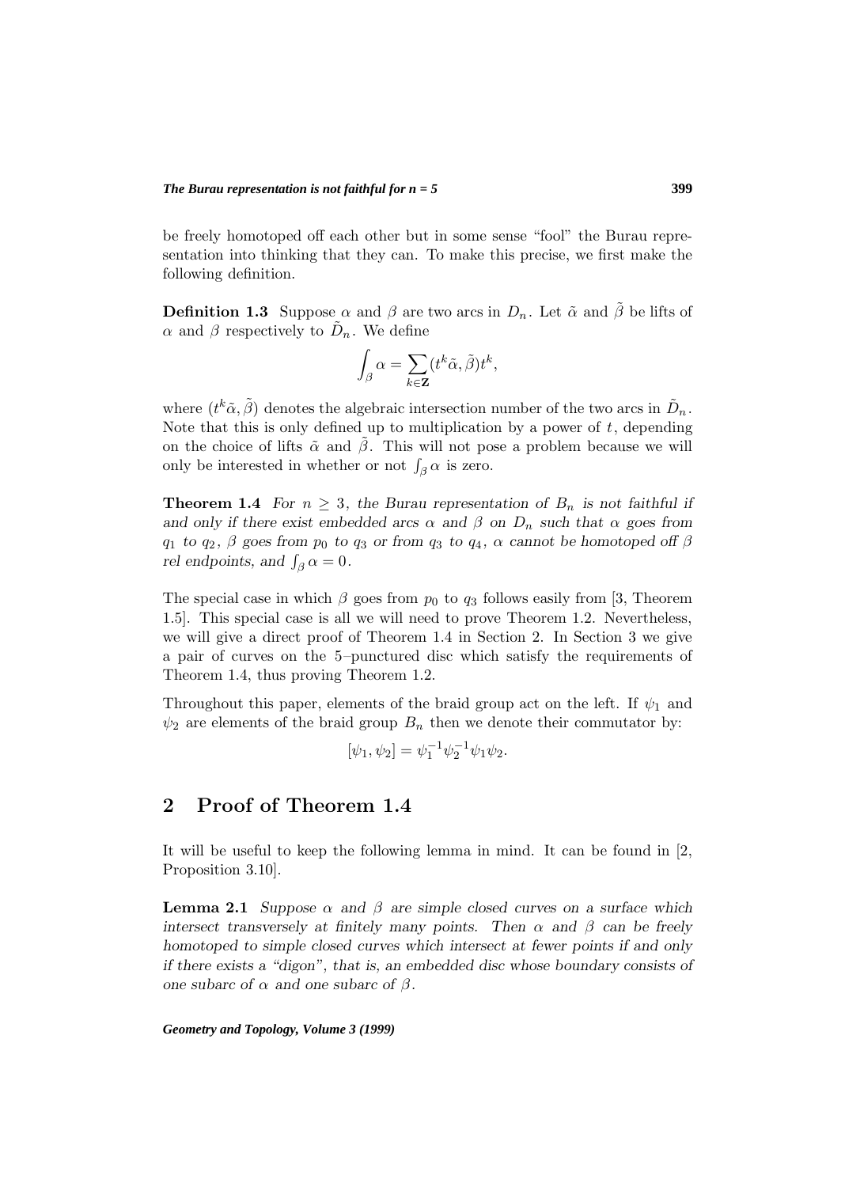be freely homotoped off each other but in some sense "fool" the Burau representation into thinking that they can. To make this precise, we first make the following definition.

**Definition 1.3** Suppose $\alpha$ and $\beta$ are two arcs in $D_n$. Let $\tilde{\alpha}$ and $\tilde{\beta}$ be lifts of $\alpha$ and $\beta$ respectively to $\tilde{D}_n$. We define

$$\int_\beta \alpha = \sum_{k \in \mathbf{Z}} (t^k \tilde{\alpha}, \tilde{\beta}) t^k,$$

where $(t^k \tilde{\alpha}, \tilde{\beta})$ denotes the algebraic intersection number of the two arcs in $\tilde{D}_n$. Note that this is only defined up to multiplication by a power of $t$, depending on the choice of lifts $\tilde{\alpha}$ and $\tilde{\beta}$. This will not pose a problem because we will only be interested in whether or not $\int_\beta \alpha$ is zero.

**Theorem 1.4** *For $n \geq 3$, the Burau representation of $B_n$ is not faithful if and only if there exist embedded arcs $\alpha$ and $\beta$ on $D_n$ such that $\alpha$ goes from $q_1$ to $q_2$, $\beta$ goes from $p_0$ to $q_3$ or from $q_3$ to $q_4$, $\alpha$ cannot be homotoped off $\beta$ rel endpoints, and $\int_\beta \alpha = 0$.*

The special case in which $\beta$ goes from $p_0$ to $q_3$ follows easily from [3, Theorem 1.5]. This special case is all we will need to prove Theorem 1.2. Nevertheless, we will give a direct proof of Theorem 1.4 in Section 2. In Section 3 we give a pair of curves on the 5–punctured disc which satisfy the requirements of Theorem 1.4, thus proving Theorem 1.2.

Throughout this paper, elements of the braid group act on the left. If $\psi_1$ and $\psi_2$ are elements of the braid group $B_n$ then we denote their commutator by:

$$[\psi_1, \psi_2] = \psi_1^{-1} \psi_2^{-1} \psi_1 \psi_2.$$

## 2 Proof of Theorem 1.4

It will be useful to keep the following lemma in mind. It can be found in [2, Proposition 3.10].

**Lemma 2.1** *Suppose $\alpha$ and $\beta$ are simple closed curves on a surface which intersect transversely at finitely many points. Then $\alpha$ and $\beta$ can be freely homotoped to simple closed curves which intersect at fewer points if and only if there exists a "digon", that is, an embedded disc whose boundary consists of one subarc of $\alpha$ and one subarc of $\beta$.*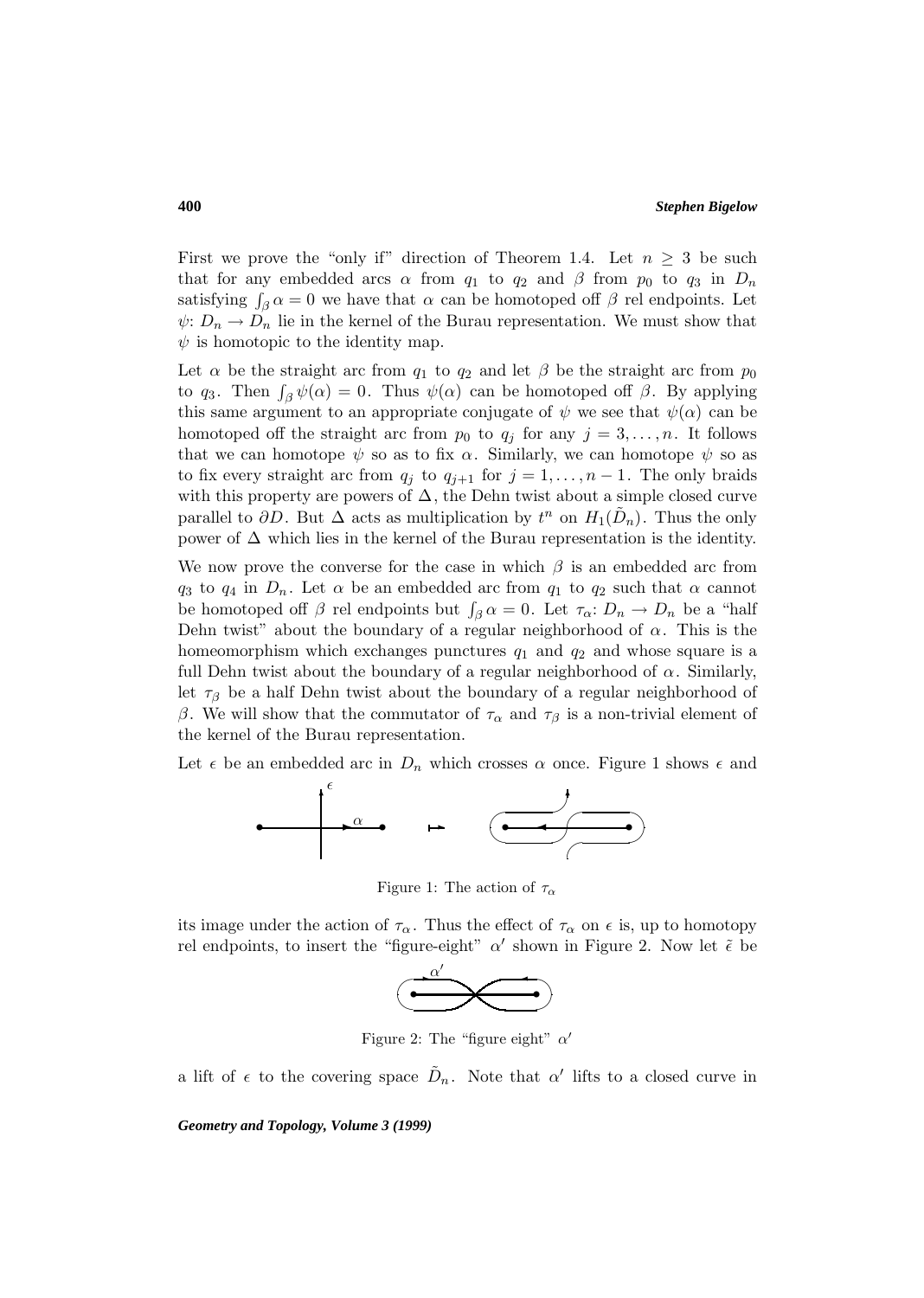First we prove the "only if" direction of Theorem 1.4. Let $n \geq 3$ be such that for any embedded arcs $\alpha$ from $q_1$ to $q_2$ and $\beta$ from $p_0$ to $q_3$ in $D_n$ satisfying $\int_\beta \alpha = 0$ we have that $\alpha$ can be homotoped off $\beta$ rel endpoints. Let $\psi\colon D_n \to D_n$ lie in the kernel of the Burau representation. We must show that $\psi$ is homotopic to the identity map.

Let $\alpha$ be the straight arc from $q_1$ to $q_2$ and let $\beta$ be the straight arc from $p_0$ to $q_3$. Then $\int_\beta \psi(\alpha) = 0$. Thus $\psi(\alpha)$ can be homotoped off $\beta$. By applying this same argument to an appropriate conjugate of $\psi$ we see that $\psi(\alpha)$ can be homotoped off the straight arc from $p_0$ to $q_j$ for any $j = 3, \ldots, n$. It follows that we can homotope $\psi$ so as to fix $\alpha$. Similarly, we can homotope $\psi$ so as to fix every straight arc from $q_j$ to $q_{j+1}$ for $j = 1, \ldots, n-1$. The only braids with this property are powers of $\Delta$, the Dehn twist about a simple closed curve parallel to $\partial D$. But $\Delta$ acts as multiplication by $t^n$ on $H_1(\tilde{D}_n)$. Thus the only power of $\Delta$ which lies in the kernel of the Burau representation is the identity.

We now prove the converse for the case in which $\beta$ is an embedded arc from $q_3$ to $q_4$ in $D_n$. Let $\alpha$ be an embedded arc from $q_1$ to $q_2$ such that $\alpha$ cannot be homotoped off $\beta$ rel endpoints but $\int_\beta \alpha = 0$. Let $\tau_\alpha\colon D_n \to D_n$ be a "half Dehn twist" about the boundary of a regular neighborhood of $\alpha$. This is the homeomorphism which exchanges punctures $q_1$ and $q_2$ and whose square is a full Dehn twist about the boundary of a regular neighborhood of $\alpha$. Similarly, let $\tau_\beta$ be a half Dehn twist about the boundary of a regular neighborhood of $\beta$. We will show that the commutator of $\tau_\alpha$ and $\tau_\beta$ is a non-trivial element of the kernel of the Burau representation.

Let $\epsilon$ be an embedded arc in $D_n$ which crosses $\alpha$ once. Figure 1 shows $\epsilon$ and its image under the action of $\tau_\alpha$. Thus the effect of $\tau_\alpha$ on $\epsilon$ is, up to homotopy rel endpoints, to insert the "figure-eight" $\alpha'$ shown in Figure 2. Now let $\tilde{\epsilon}$ be a lift of $\epsilon$ to the covering space $\tilde{D}_n$. Note that $\alpha'$ lifts to a closed curve in

Figure 1: The action of $\tau_\alpha$

Figure 2: The "figure eight" $\alpha'$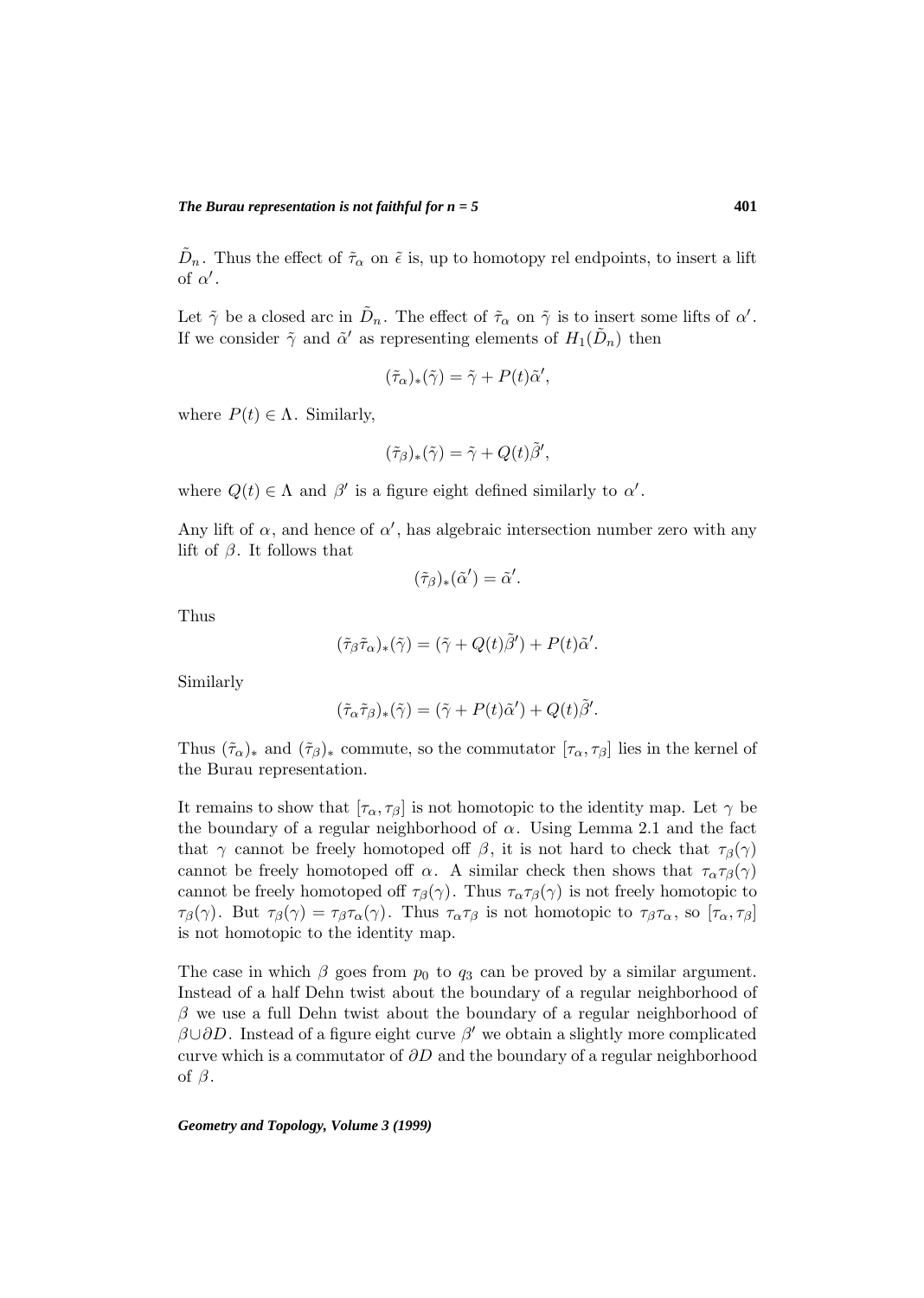$\tilde{D}_n$. Thus the effect of $\tilde{\tau}_\alpha$ on $\tilde{\epsilon}$ is, up to homotopy rel endpoints, to insert a lift of $\alpha'$.

Let $\tilde{\gamma}$ be a closed arc in $\tilde{D}_n$. The effect of $\tilde{\tau}_\alpha$ on $\tilde{\gamma}$ is to insert some lifts of $\alpha'$. If we consider $\tilde{\gamma}$ and $\tilde{\alpha}'$ as representing elements of $H_1(\tilde{D}_n)$ then

$$(\tilde{\tau}_\alpha)_*(\tilde{\gamma}) = \tilde{\gamma} + P(t)\tilde{\alpha}',$$

where $P(t) \in \Lambda$. Similarly,

$$(\tilde{\tau}_\beta)_*(\tilde{\gamma}) = \tilde{\gamma} + Q(t)\tilde{\beta}',$$

where $Q(t) \in \Lambda$ and $\beta'$ is a figure eight defined similarly to $\alpha'$.

Any lift of $\alpha$, and hence of $\alpha'$, has algebraic intersection number zero with any lift of $\beta$. It follows that

$$(\tilde{\tau}_\beta)_*(\tilde{\alpha}') = \tilde{\alpha}'.$$

Thus

$$(\tilde{\tau}_\beta \tilde{\tau}_\alpha)_*(\tilde{\gamma}) = (\tilde{\gamma} + Q(t)\tilde{\beta}') + P(t)\tilde{\alpha}'.$$

Similarly

$$(\tilde{\tau}_\alpha \tilde{\tau}_\beta)_*(\tilde{\gamma}) = (\tilde{\gamma} + P(t)\tilde{\alpha}') + Q(t)\tilde{\beta}'.$$

Thus $(\tilde{\tau}_\alpha)_*$ and $(\tilde{\tau}_\beta)_*$ commute, so the commutator $[\tau_\alpha, \tau_\beta]$ lies in the kernel of the Burau representation.

It remains to show that $[\tau_\alpha, \tau_\beta]$ is not homotopic to the identity map. Let $\gamma$ be the boundary of a regular neighborhood of $\alpha$. Using Lemma 2.1 and the fact that $\gamma$ cannot be freely homotoped off $\beta$, it is not hard to check that $\tau_\beta(\gamma)$ cannot be freely homotoped off $\alpha$. A similar check then shows that $\tau_\alpha\tau_\beta(\gamma)$ cannot be freely homotoped off $\tau_\beta(\gamma)$. Thus $\tau_\alpha\tau_\beta(\gamma)$ is not freely homotopic to $\tau_\beta(\gamma)$. But $\tau_\beta(\gamma) = \tau_\beta\tau_\alpha(\gamma)$. Thus $\tau_\alpha\tau_\beta$ is not homotopic to $\tau_\beta\tau_\alpha$, so $[\tau_\alpha, \tau_\beta]$ is not homotopic to the identity map.

The case in which $\beta$ goes from $p_0$ to $q_3$ can be proved by a similar argument. Instead of a half Dehn twist about the boundary of a regular neighborhood of $\beta$ we use a full Dehn twist about the boundary of a regular neighborhood of $\beta \cup \partial D$. Instead of a figure eight curve $\beta'$ we obtain a slightly more complicated curve which is a commutator of $\partial D$ and the boundary of a regular neighborhood of $\beta$.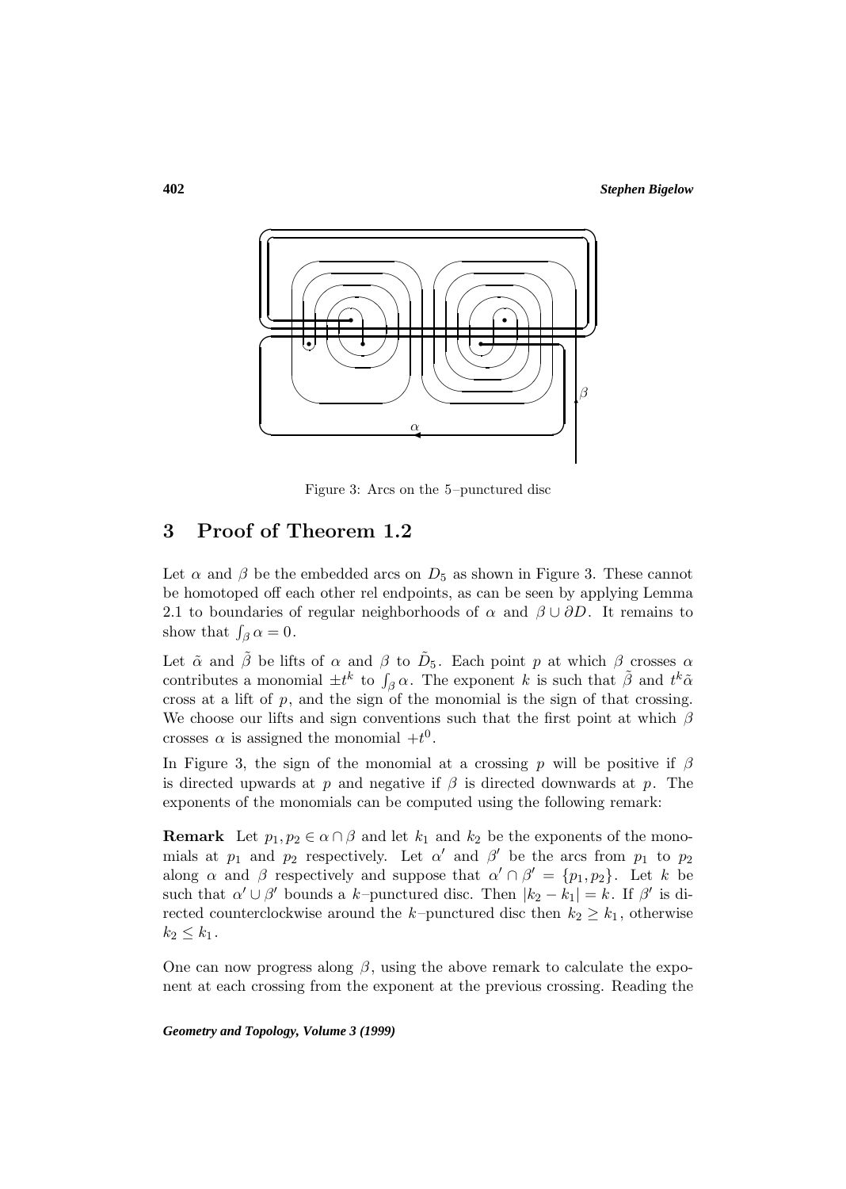Figure 3: Arcs on the 5–punctured disc

## 3 Proof of Theorem 1.2

Let $\alpha$ and $\beta$ be the embedded arcs on $D_5$ as shown in Figure 3. These cannot be homotoped off each other rel endpoints, as can be seen by applying Lemma 2.1 to boundaries of regular neighborhoods of $\alpha$ and $\beta \cup \partial D$. It remains to show that $\int_\beta \alpha = 0$.

Let $\tilde{\alpha}$ and $\tilde{\beta}$ be lifts of $\alpha$ and $\beta$ to $\tilde{D}_5$. Each point $p$ at which $\beta$ crosses $\alpha$ contributes a monomial $\pm t^k$ to $\int_\beta \alpha$. The exponent $k$ is such that $\tilde{\beta}$ and $t^k \tilde{\alpha}$ cross at a lift of $p$, and the sign of the monomial is the sign of that crossing. We choose our lifts and sign conventions such that the first point at which $\beta$ crosses $\alpha$ is assigned the monomial $+t^0$.

In Figure 3, the sign of the monomial at a crossing $p$ will be positive if $\beta$ is directed upwards at $p$ and negative if $\beta$ is directed downwards at $p$. The exponents of the monomials can be computed using the following remark:

**Remark** Let $p_1, p_2 \in \alpha \cap \beta$ and let $k_1$ and $k_2$ be the exponents of the monomials at $p_1$ and $p_2$ respectively. Let $\alpha'$ and $\beta'$ be the arcs from $p_1$ to $p_2$ along $\alpha$ and $\beta$ respectively and suppose that $\alpha' \cap \beta' = \{p_1, p_2\}$. Let $k$ be such that $\alpha' \cup \beta'$ bounds a $k$–punctured disc. Then $|k_2 - k_1| = k$. If $\beta'$ is directed counterclockwise around the $k$–punctured disc then $k_2 \geq k_1$, otherwise $k_2 \leq k_1$.

One can now progress along $\beta$, using the above remark to calculate the exponent at each crossing from the exponent at the previous crossing. Reading the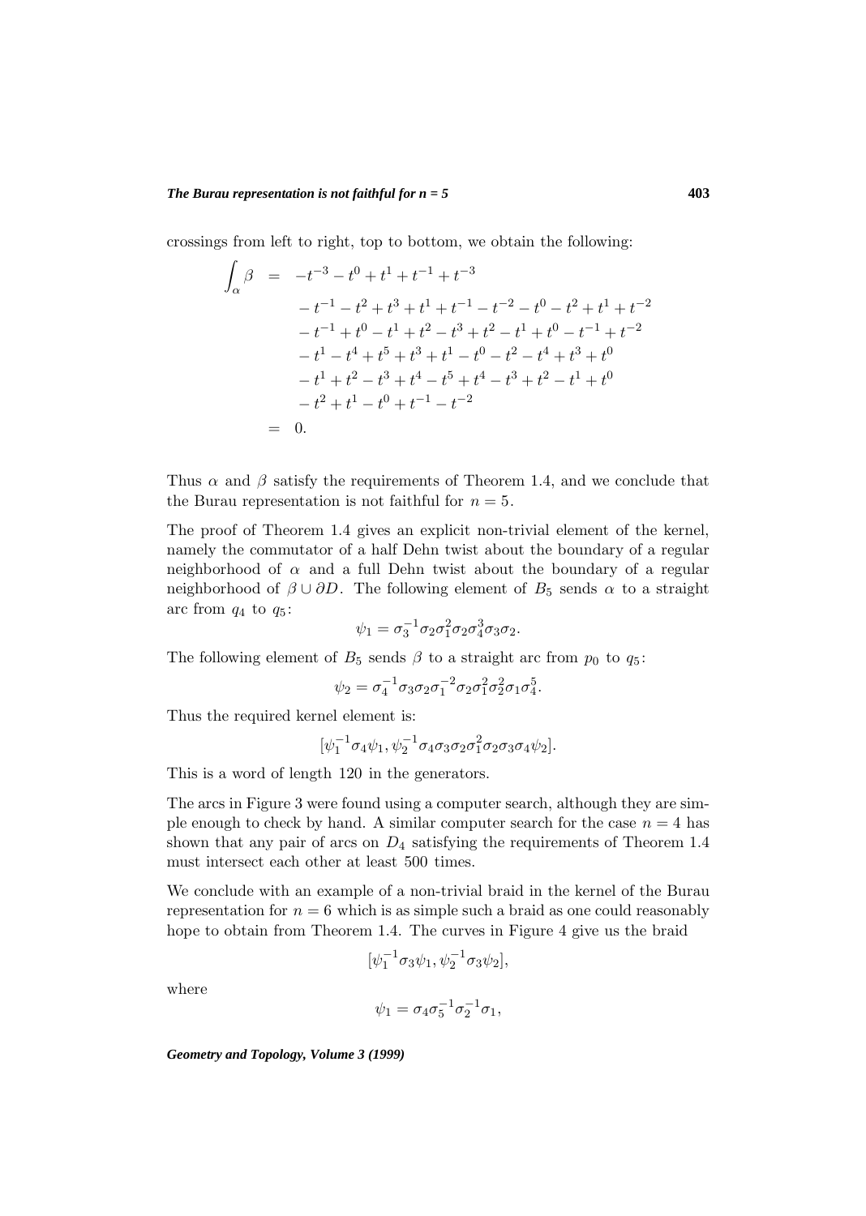crossings from left to right, top to bottom, we obtain the following:

$$
\begin{aligned}
\int_\alpha \beta \;=\;& -t^{-3} - t^0 + t^1 + t^{-1} + t^{-3} \\
& - t^{-1} - t^2 + t^3 + t^1 + t^{-1} - t^{-2} - t^0 - t^2 + t^1 + t^{-2} \\
& - t^{-1} + t^0 - t^1 + t^2 - t^3 + t^2 - t^1 + t^0 - t^{-1} + t^{-2} \\
& - t^1 - t^4 + t^5 + t^3 + t^1 - t^0 - t^2 - t^4 + t^3 + t^0 \\
& - t^1 + t^2 - t^3 + t^4 - t^5 + t^4 - t^3 + t^2 - t^1 + t^0 \\
& - t^2 + t^1 - t^0 + t^{-1} - t^{-2} \\
=\;& 0.
\end{aligned}
$$

Thus $\alpha$ and $\beta$ satisfy the requirements of Theorem 1.4, and we conclude that the Burau representation is not faithful for $n = 5$.

The proof of Theorem 1.4 gives an explicit non-trivial element of the kernel, namely the commutator of a half Dehn twist about the boundary of a regular neighborhood of $\alpha$ and a full Dehn twist about the boundary of a regular neighborhood of $\beta \cup \partial D$. The following element of $B_5$ sends $\alpha$ to a straight arc from $q_4$ to $q_5$:

$$\psi_1 = \sigma_3^{-1}\sigma_2\sigma_1^2\sigma_2\sigma_4^3\sigma_3\sigma_2.$$

The following element of $B_5$ sends $\beta$ to a straight arc from $p_0$ to $q_5$:

$$\psi_2 = \sigma_4^{-1}\sigma_3\sigma_2\sigma_1^{-2}\sigma_2\sigma_1^2\sigma_2^2\sigma_1\sigma_4^5.$$

Thus the required kernel element is:

$$[\psi_1^{-1}\sigma_4\psi_1, \psi_2^{-1}\sigma_4\sigma_3\sigma_2\sigma_1^2\sigma_2\sigma_3\sigma_4\psi_2].$$

This is a word of length 120 in the generators.

The arcs in Figure 3 were found using a computer search, although they are simple enough to check by hand. A similar computer search for the case $n = 4$ has shown that any pair of arcs on $D_4$ satisfying the requirements of Theorem 1.4 must intersect each other at least 500 times.

We conclude with an example of a non-trivial braid in the kernel of the Burau representation for $n = 6$ which is as simple such a braid as one could reasonably hope to obtain from Theorem 1.4. The curves in Figure 4 give us the braid

$$[\psi_1^{-1}\sigma_3\psi_1, \psi_2^{-1}\sigma_3\psi_2],$$

where

$$\psi_1 = \sigma_4\sigma_5^{-1}\sigma_2^{-1}\sigma_1,$$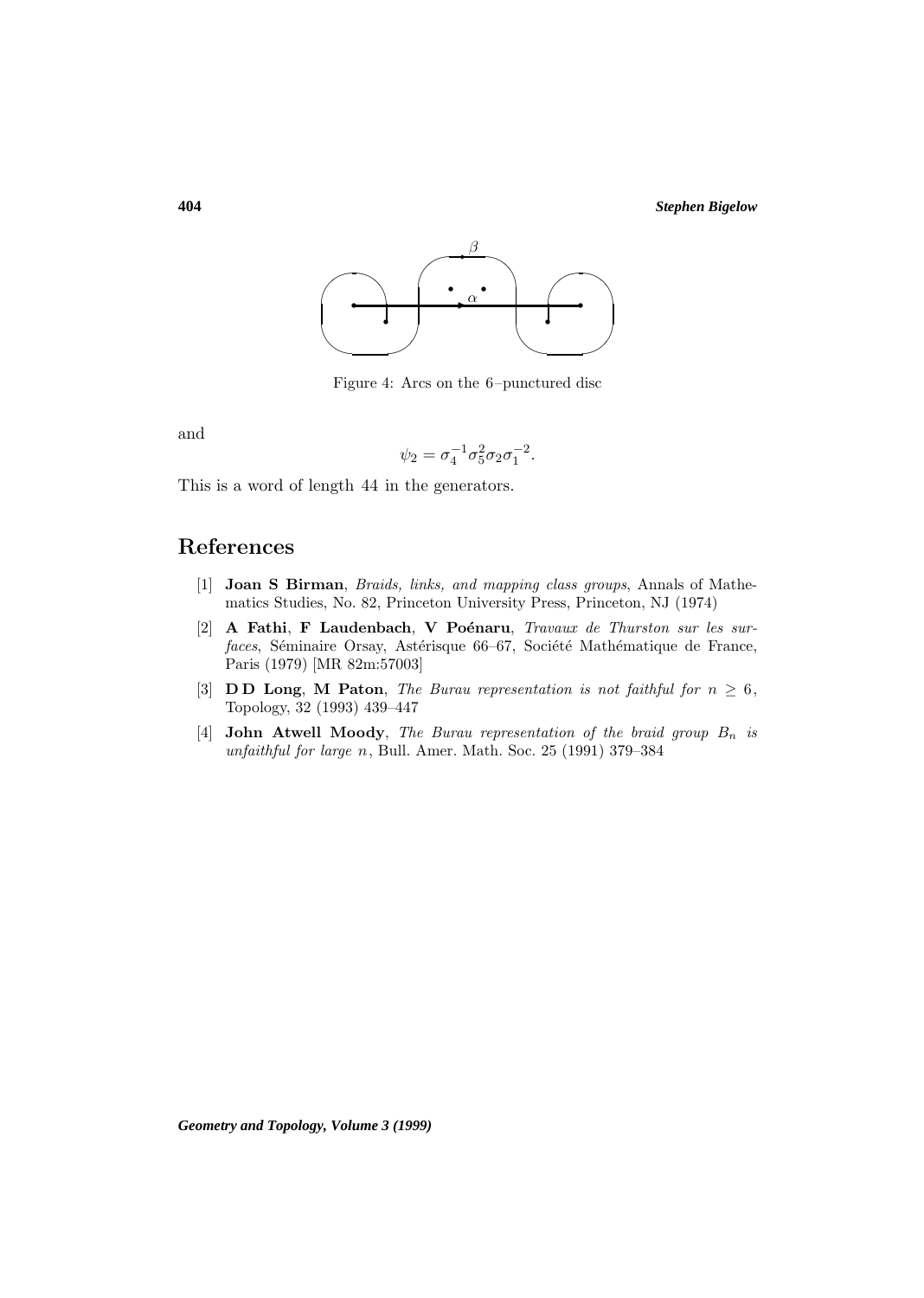β

α

Figure 4: Arcs on the 6–punctured disc

and

$$\psi_2 = \sigma_4^{-1}\sigma_5^2\sigma_2\sigma_1^{-2}.$$

This is a word of length 44 in the generators.

## References

[1] **Joan S Birman**, *Braids, links, and mapping class groups*, Annals of Mathematics Studies, No. 82, Princeton University Press, Princeton, NJ (1974)

[2] **A Fathi**, **F Laudenbach**, **V Poénaru**, *Travaux de Thurston sur les surfaces*, Séminaire Orsay, Astérisque 66–67, Société Mathématique de France, Paris (1979) [MR 82m:57003]

[3] **D D Long**, **M Paton**, *The Burau representation is not faithful for $n \geq 6$*, Topology, 32 (1993) 439–447

[4] **John Atwell Moody**, *The Burau representation of the braid group $B_n$ is unfaithful for large $n$*, Bull. Amer. Math. Soc. 25 (1991) 379–384